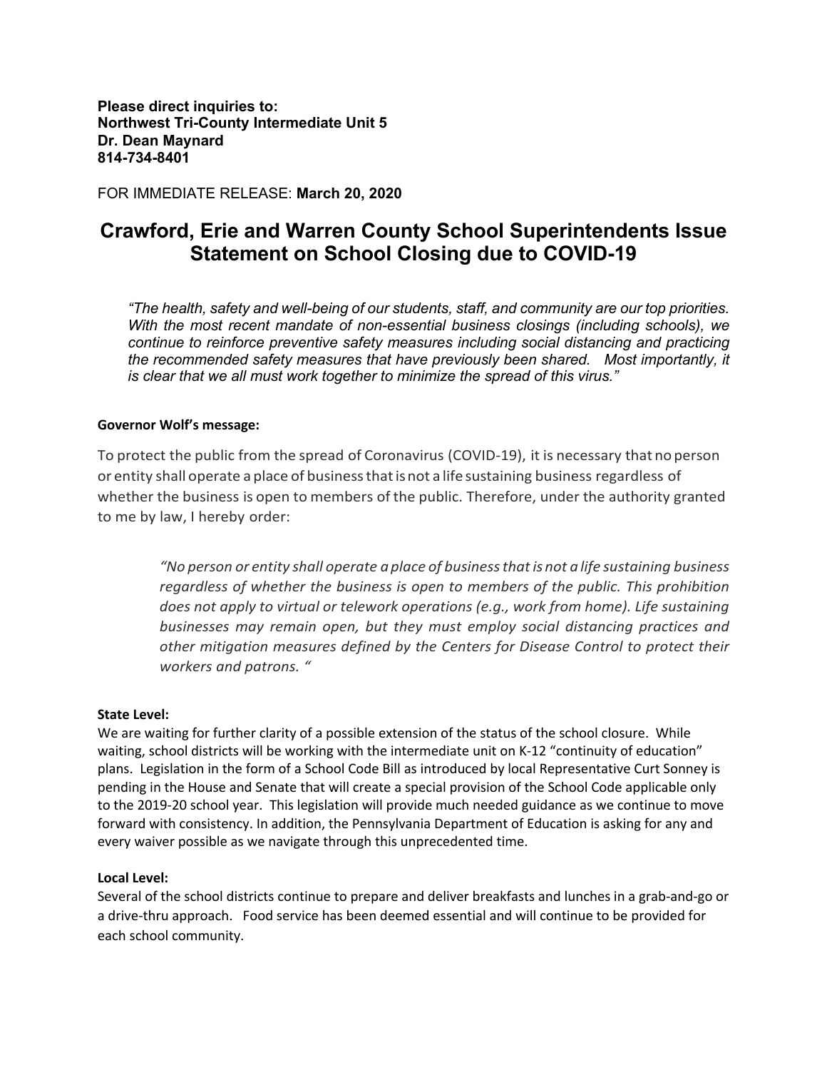**Please direct inquiries to:**
**Northwest Tri-County Intermediate Unit 5**
**Dr. Dean Maynard**
**814-734-8401**

FOR IMMEDIATE RELEASE: **March 20, 2020**

# Crawford, Erie and Warren County School Superintendents Issue Statement on School Closing due to COVID-19

> *"The health, safety and well-being of our students, staff, and community are our top priorities. With the most recent mandate of non-essential business closings (including schools), we continue to reinforce preventive safety measures including social distancing and practicing the recommended safety measures that have previously been shared. Most importantly, it is clear that we all must work together to minimize the spread of this virus."*

**Governor Wolf's message:**

To protect the public from the spread of Coronavirus (COVID-19), it is necessary that no person or entity shall operate a place of business that is not a life sustaining business regardless of whether the business is open to members of the public. Therefore, under the authority granted to me by law, I hereby order:

> *"No person or entity shall operate a place of business that is not a life sustaining business regardless of whether the business is open to members of the public. This prohibition does not apply to virtual or telework operations (e.g., work from home). Life sustaining businesses may remain open, but they must employ social distancing practices and other mitigation measures defined by the Centers for Disease Control to protect their workers and patrons. "*

**State Level:**

We are waiting for further clarity of a possible extension of the status of the school closure. While waiting, school districts will be working with the intermediate unit on K-12 "continuity of education" plans. Legislation in the form of a School Code Bill as introduced by local Representative Curt Sonney is pending in the House and Senate that will create a special provision of the School Code applicable only to the 2019-20 school year. This legislation will provide much needed guidance as we continue to move forward with consistency. In addition, the Pennsylvania Department of Education is asking for any and every waiver possible as we navigate through this unprecedented time.

**Local Level:**

Several of the school districts continue to prepare and deliver breakfasts and lunches in a grab-and-go or a drive-thru approach. Food service has been deemed essential and will continue to be provided for each school community.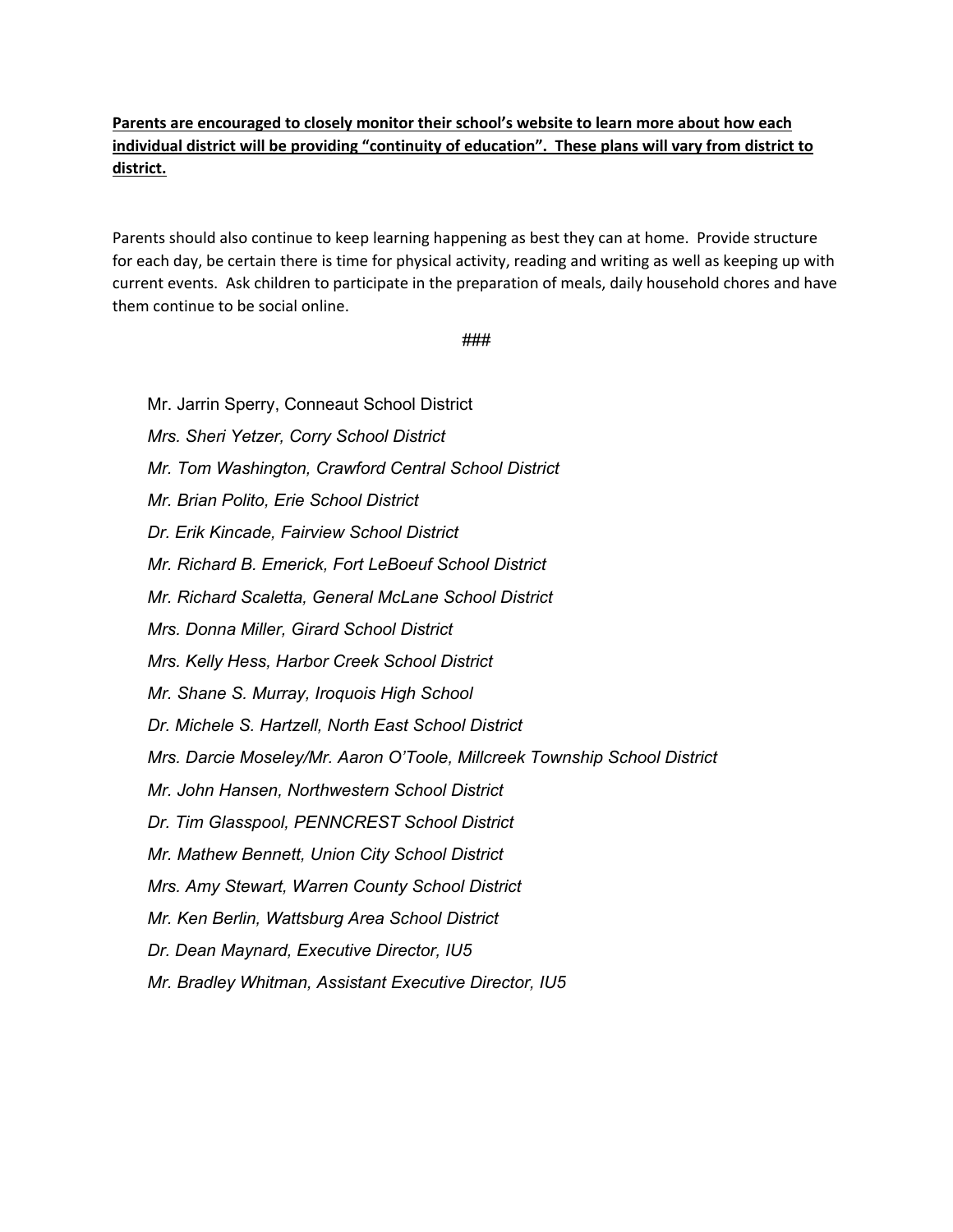**Parents are encouraged to closely monitor their school's website to learn more about how each individual district will be providing "continuity of education". These plans will vary from district to district.**

Parents should also continue to keep learning happening as best they can at home. Provide structure for each day, be certain there is time for physical activity, reading and writing as well as keeping up with current events. Ask children to participate in the preparation of meals, daily household chores and have them continue to be social online.

###

Mr. Jarrin Sperry, Conneaut School District

*Mrs. Sheri Yetzer, Corry School District*

*Mr. Tom Washington, Crawford Central School District*

*Mr. Brian Polito, Erie School District*

*Dr. Erik Kincade, Fairview School District*

*Mr. Richard B. Emerick, Fort LeBoeuf School District*

*Mr. Richard Scaletta, General McLane School District*

*Mrs. Donna Miller, Girard School District*

*Mrs. Kelly Hess, Harbor Creek School District*

*Mr. Shane S. Murray, Iroquois High School*

*Dr. Michele S. Hartzell, North East School District*

*Mrs. Darcie Moseley/Mr. Aaron O'Toole, Millcreek Township School District*

*Mr. John Hansen, Northwestern School District*

*Dr. Tim Glasspool, PENNCREST School District*

*Mr. Mathew Bennett, Union City School District*

*Mrs. Amy Stewart, Warren County School District*

*Mr. Ken Berlin, Wattsburg Area School District*

*Dr. Dean Maynard, Executive Director, IU5*

*Mr. Bradley Whitman, Assistant Executive Director, IU5*